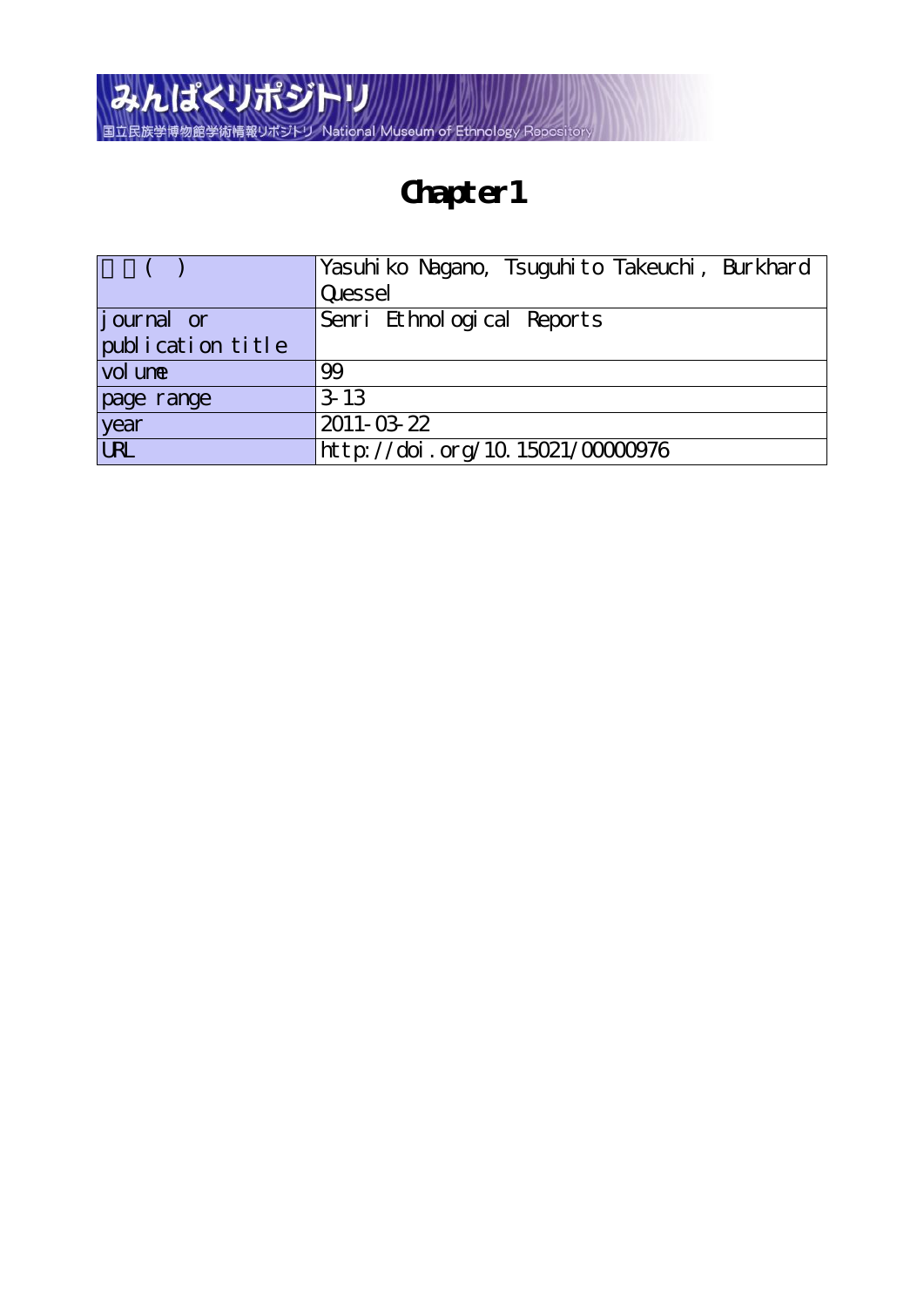# Chapter 1

| 著者( ) | Yasuhiko Nagano, Tsuguhito Takeuchi, Burkhard Quessel |
|---|---|
| journal or publication title | Senri Ethnological Reports |
| volume | 99 |
| page range | 3-13 |
| year | 2011-03-22 |
| URL | http://doi.org/10.15021/00000976 |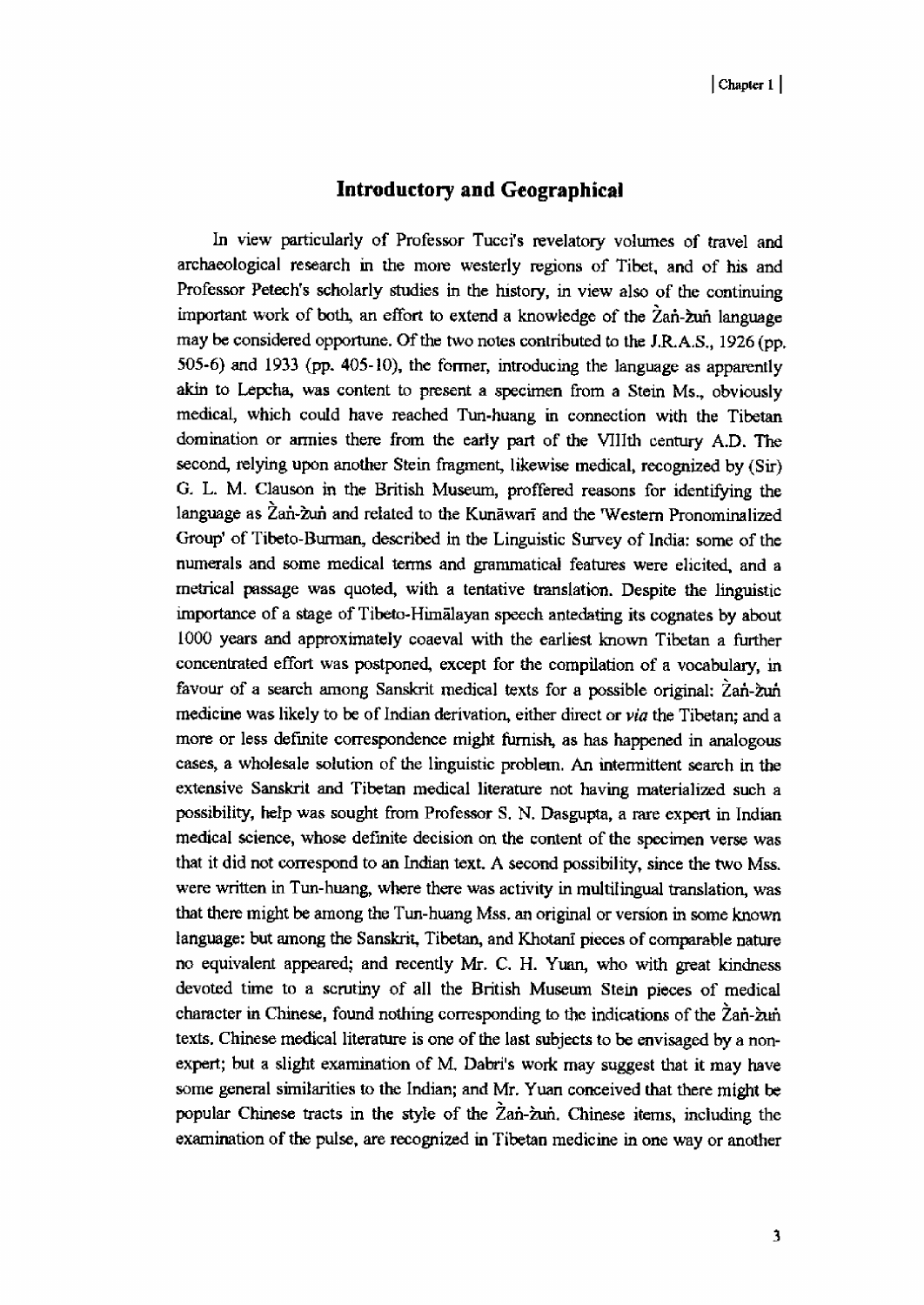## Introductory and Geographical

In view particularly of Professor Tucci's revelatory volumes of travel and archaeological research in the more westerly regions of Tibet, and of his and Professor Petech's scholarly studies in the history, in view also of the continuing important work of both, an effort to extend a knowledge of the Žaṅ-žuṅ language may be considered opportune. Of the two notes contributed to the J.R.A.S., 1926 (pp. 505-6) and 1933 (pp. 405-10), the former, introducing the language as apparently akin to Lepcha, was content to present a specimen from a Stein Ms., obviously medical, which could have reached Tun-huang in connection with the Tibetan domination or armies there from the early part of the VIIIth century A.D. The second, relying upon another Stein fragment, likewise medical, recognized by (Sir) G. L. M. Clauson in the British Museum, proffered reasons for identifying the language as Žaṅ-žuṅ and related to the Kunāwarī and the 'Western Pronominalized Group' of Tibeto-Burman, described in the Linguistic Survey of India: some of the numerals and some medical terms and grammatical features were elicited, and a metrical passage was quoted, with a tentative translation. Despite the linguistic importance of a stage of Tibeto-Himālayan speech antedating its cognates by about 1000 years and approximately coaeval with the earliest known Tibetan a further concentrated effort was postponed, except for the compilation of a vocabulary, in favour of a search among Sanskrit medical texts for a possible original: Žaṅ-žuṅ medicine was likely to be of Indian derivation, either direct or *via* the Tibetan; and a more or less definite correspondence might furnish, as has happened in analogous cases, a wholesale solution of the linguistic problem. An intermittent search in the extensive Sanskrit and Tibetan medical literature not having materialized such a possibility, help was sought from Professor S. N. Dasgupta, a rare expert in Indian medical science, whose definite decision on the content of the specimen verse was that it did not correspond to an Indian text. A second possibility, since the two Mss. were written in Tun-huang, where there was activity in multilingual translation, was that there might be among the Tun-huang Mss. an original or version in some known language: but among the Sanskrit, Tibetan, and Khotanī pieces of comparable nature no equivalent appeared; and recently Mr. C. H. Yuan, who with great kindness devoted time to a scrutiny of all the British Museum Stein pieces of medical character in Chinese, found nothing corresponding to the indications of the Žaṅ-žuṅ texts. Chinese medical literature is one of the last subjects to be envisaged by a non-expert; but a slight examination of M. Dabri's work may suggest that it may have some general similarities to the Indian; and Mr. Yuan conceived that there might be popular Chinese tracts in the style of the Žaṅ-žuṅ. Chinese items, including the examination of the pulse, are recognized in Tibetan medicine in one way or another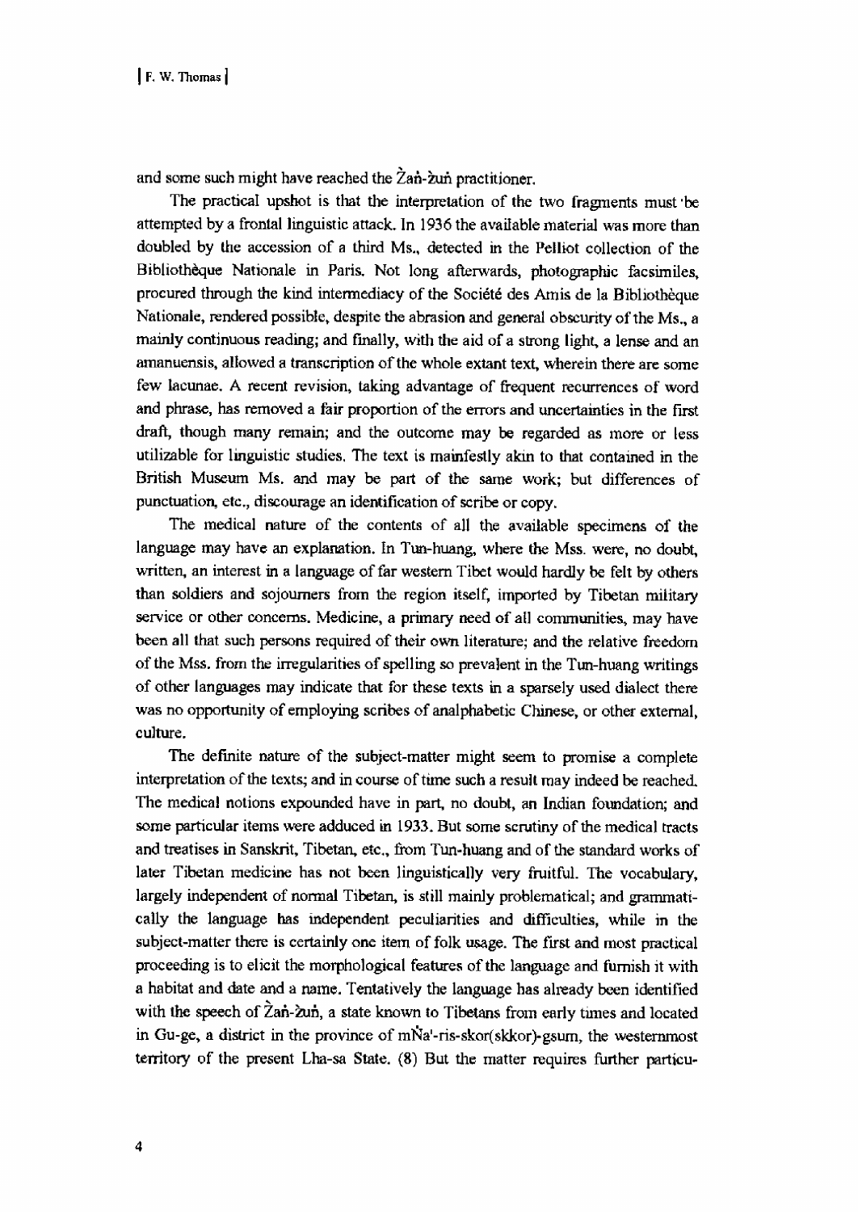and some such might have reached the Žaṅ-žuṅ practitioner.

The practical upshot is that the interpretation of the two fragments must be attempted by a frontal linguistic attack. In 1936 the available material was more than doubled by the accession of a third Ms., detected in the Pelliot collection of the Bibliothèque Nationale in Paris. Not long afterwards, photographic facsimiles, procured through the kind intermediacy of the Société des Amis de la Bibliothèque Nationale, rendered possible, despite the abrasion and general obscurity of the Ms., a mainly continuous reading; and finally, with the aid of a strong light, a lense and an amanuensis, allowed a transcription of the whole extant text, wherein there are some few lacunae. A recent revision, taking advantage of frequent recurrences of word and phrase, has removed a fair proportion of the errors and uncertainties in the first draft, though many remain; and the outcome may be regarded as more or less utilizable for linguistic studies. The text is mainfestly akin to that contained in the British Museum Ms. and may be part of the same work; but differences of punctuation, etc., discourage an identification of scribe or copy.

The medical nature of the contents of all the available specimens of the language may have an explanation. In Tun-huang, where the Mss. were, no doubt, written, an interest in a language of far western Tibet would hardly be felt by others than soldiers and sojourners from the region itself, imported by Tibetan military service or other concerns. Medicine, a primary need of all communities, may have been all that such persons required of their own literature; and the relative freedom of the Mss. from the irregularities of spelling so prevalent in the Tun-huang writings of other languages may indicate that for these texts in a sparsely used dialect there was no opportunity of employing scribes of analphabetic Chinese, or other external, culture.

The definite nature of the subject-matter might seem to promise a complete interpretation of the texts; and in course of time such a result may indeed be reached. The medical notions expounded have in part, no doubt, an Indian foundation; and some particular items were adduced in 1933. But some scrutiny of the medical tracts and treatises in Sanskrit, Tibetan, etc., from Tun-huang and of the standard works of later Tibetan medicine has not been linguistically very fruitful. The vocabulary, largely independent of normal Tibetan, is still mainly problematical; and grammatically the language has independent peculiarities and difficulties, while in the subject-matter there is certainly one item of folk usage. The first and most practical proceeding is to elicit the morphological features of the language and furnish it with a habitat and date and a name. Tentatively the language has already been identified with the speech of Žaṅ-žuṅ, a state known to Tibetans from early times and located in Gu-ge, a district in the province of mṄa'-ris-skor(skkor)-gsum, the westernmost territory of the present Lha-sa State. (8) But the matter requires further particu-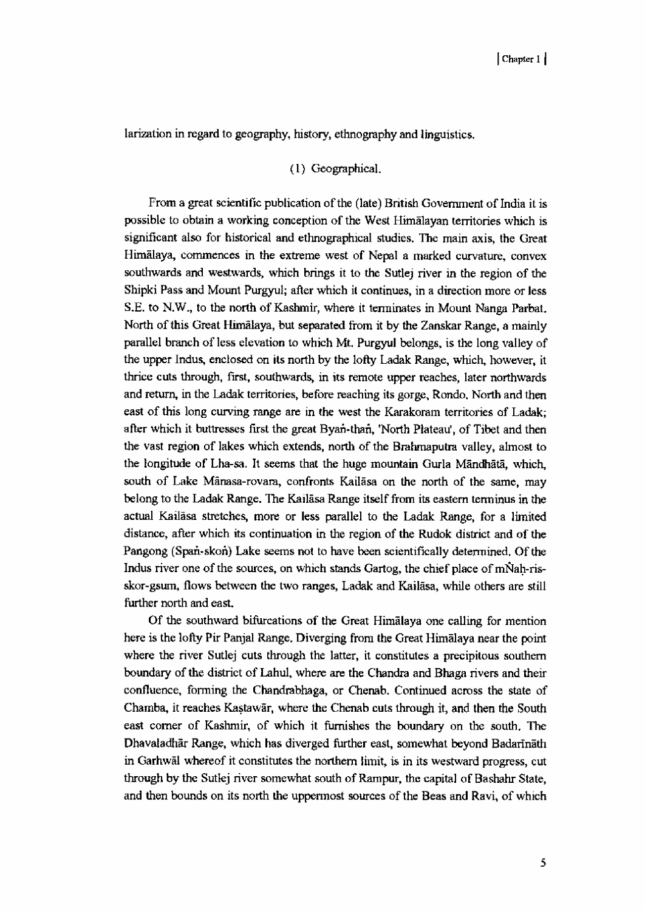larization in regard to geography, history, ethnography and linguistics.

(1) Geographical.

From a great scientific publication of the (late) British Government of India it is possible to obtain a working conception of the West Himālayan territories which is significant also for historical and ethnographical studies. The main axis, the Great Himālaya, commences in the extreme west of Nepal a marked curvature, convex southwards and westwards, which brings it to the Sutlej river in the region of the Shipki Pass and Mount Purgyul; after which it continues, in a direction more or less S.E. to N.W., to the north of Kashmir, where it terminates in Mount Nanga Parbat. North of this Great Himālaya, but separated from it by the Zanskar Range, a mainly parallel branch of less elevation to which Mt. Purgyul belongs, is the long valley of the upper Indus, enclosed on its north by the lofty Ladak Range, which, however, it thrice cuts through, first, southwards, in its remote upper reaches, later northwards and return, in the Ladak territories, before reaching its gorge, Rondo. North and then east of this long curving range are in the west the Karakoram territories of Ladak; after which it buttresses first the great Byaṅ-thaṅ, 'North Plateau', of Tibet and then the vast region of lakes which extends, north of the Brahmaputra valley, almost to the longitude of Lha-sa. It seems that the huge mountain Gurla Māndhātā, which, south of Lake Mānasa-rovara, confronts Kailāsa on the north of the same, may belong to the Ladak Range. The Kailāsa Range itself from its eastern terminus in the actual Kailāsa stretches, more or less parallel to the Ladak Range, for a limited distance, after which its continuation in the region of the Rudok district and of the Pangong (Spaṅ-skoṅ) Lake seems not to have been scientifically determined. Of the Indus river one of the sources, on which stands Gartog, the chief place of mÑaḥ-ris-skor-gsum, flows between the two ranges, Ladak and Kailāsa, while others are still further north and east.

Of the southward bifurcations of the Great Himālaya one calling for mention here is the lofty Pir Panjal Range. Diverging from the Great Himālaya near the point where the river Sutlej cuts through the latter, it constitutes a precipitous southern boundary of the district of Lahul, where are the Chandra and Bhaga rivers and their confluence, forming the Chandrabhaga, or Chenab. Continued across the state of Chamba, it reaches Kaṣtawār, where the Chenab cuts through it, and then the South east corner of Kashmir, of which it furnishes the boundary on the south. The Dhavaladhār Range, which has diverged further east, somewhat beyond Badarīnāth in Garhwāl whereof it constitutes the northern limit, is in its westward progress, cut through by the Sutlej river somewhat south of Rampur, the capital of Bashahr State, and then bounds on its north the uppermost sources of the Beas and Ravi, of which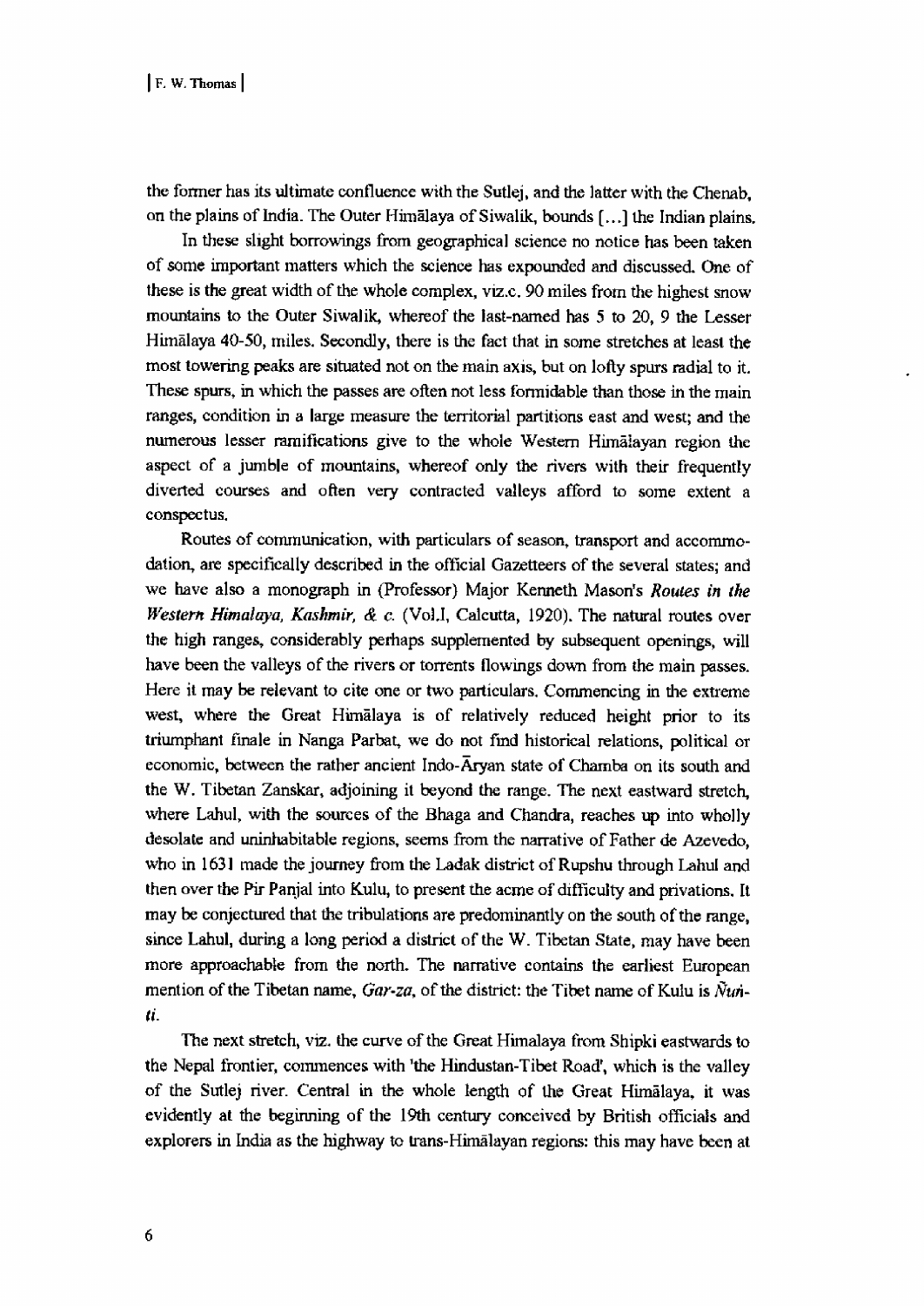the former has its ultimate confluence with the Sutlej, and the latter with the Chenab, on the plains of India. The Outer Himālaya of Siwalik, bounds [...] the Indian plains.

In these slight borrowings from geographical science no notice has been taken of some important matters which the science has expounded and discussed. One of these is the great width of the whole complex, viz.c. 90 miles from the highest snow mountains to the Outer Siwalik, whereof the last-named has 5 to 20, 9 the Lesser Himālaya 40-50, miles. Secondly, there is the fact that in some stretches at least the most towering peaks are situated not on the main axis, but on lofty spurs radial to it. These spurs, in which the passes are often not less formidable than those in the main ranges, condition in a large measure the territorial partitions east and west; and the numerous lesser ramifications give to the whole Western Himālayan region the aspect of a jumble of mountains, whereof only the rivers with their frequently diverted courses and often very contracted valleys afford to some extent a conspectus.

Routes of communication, with particulars of season, transport and accommodation, are specifically described in the official Gazetteers of the several states; and we have also a monograph in (Professor) Major Kenneth Mason's *Routes in the Western Himalaya, Kashmir, & c.* (Vol.I, Calcutta, 1920). The natural routes over the high ranges, considerably perhaps supplemented by subsequent openings, will have been the valleys of the rivers or torrents flowings down from the main passes. Here it may be relevant to cite one or two particulars. Commencing in the extreme west, where the Great Himālaya is of relatively reduced height prior to its triumphant finale in Nanga Parbat, we do not find historical relations, political or economic, between the rather ancient Indo-Āryan state of Chamba on its south and the W. Tibetan Zanskar, adjoining it beyond the range. The next eastward stretch, where Lahul, with the sources of the Bhaga and Chandra, reaches up into wholly desolate and uninhabitable regions, seems from the narrative of Father de Azevedo, who in 1631 made the journey from the Ladak district of Rupshu through Lahul and then over the Pir Panjal into Kulu, to present the acme of difficulty and privations. It may be conjectured that the tribulations are predominantly on the south of the range, since Lahul, during a long period a district of the W. Tibetan State, may have been more approachable from the north. The narrative contains the earliest European mention of the Tibetan name, *Gar-za*, of the district: the Tibet name of Kulu is *Ñuṅ-ti*.

The next stretch, viz. the curve of the Great Himalaya from Shipki eastwards to the Nepal frontier, commences with 'the Hindustan-Tibet Road', which is the valley of the Sutlej river. Central in the whole length of the Great Himālaya, it was evidently at the beginning of the 19th century conceived by British officials and explorers in India as the highway to trans-Himālayan regions: this may have been at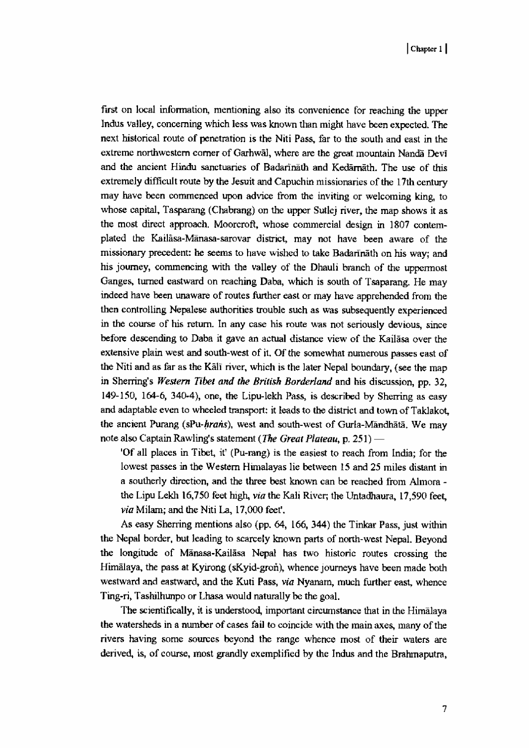first on local information, mentioning also its convenience for reaching the upper Indus valley, concerning which less was known than might have been expected. The next historical route of penetration is the Niti Pass, far to the south and east in the extreme northwestern corner of Garhwāl, where are the great mountain Nandā Devī and the ancient Hindu sanctuaries of Badarīnāth and Kedārnāth. The use of this extremely difficult route by the Jesuit and Capuchin missionaries of the 17th century may have been commenced upon advice from the inviting or welcoming king, to whose capital, Tasparang (Chabrang) on the upper Sutlej river, the map shows it as the most direct approach. Moorcroft, whose commercial design in 1807 contemplated the Kailāsa-Mānasa-sarovar district, may not have been aware of the missionary precedent: he seems to have wished to take Badarīnāth on his way; and his journey, commencing with the valley of the Dhauli branch of the uppermost Ganges, turned eastward on reaching Daba, which is south of Tsaparang. He may indeed have been unaware of routes further east or may have apprehended from the then controlling Nepalese authorities trouble such as was subsequently experienced in the course of his return. In any case his route was not seriously devious, since before descending to Daba it gave an actual distance view of the Kailāsa over the extensive plain west and south-west of it. Of the somewhat numerous passes east of the Niti and as far as the Kālī river, which is the later Nepal boundary, (see the map in Sherring's ***Western Tibet and the British Borderland*** and his discussion, pp. 32, 149-150, 164-6, 340-4), one, the Lipu-lekh Pass, is described by Sherring as easy and adaptable even to wheeled transport: it leads to the district and town of Taklakot, the ancient Purang (sPu-*hraṅs*), west and south-west of Gurla-Māndhātā. We may note also Captain Rawling's statement (***The Great Plateau***, p. 251) —

> 'Of all places in Tibet, it' (Pu-rang) is the easiest to reach from India; for the lowest passes in the Western Himalayas lie between 15 and 25 miles distant in a southerly direction, and the three best known can be reached from Almora - the Lipu Lekh 16,750 feet high, *via* the Kali River; the Untadhaura, 17,590 feet, *via* Milam; and the Niti La, 17,000 feet'.

As easy Sherring mentions also (pp. 64, 166, 344) the Tinkar Pass, just within the Nepal border, but leading to scarcely known parts of north-west Nepal. Beyond the longitude of Mānasa-Kailāsa Nepal has two historic routes crossing the Himālaya, the pass at Kyirong (sKyid-groṅ), whence journeys have been made both westward and eastward, and the Kuti Pass, *via* Nyanam, much further east, whence Ting-ri, Tashilhunpo or Lhasa would naturally be the goal.

The scientifically, it is understood, important circumstance that in the Himālaya the watersheds in a number of cases fail to coincide with the main axes, many of the rivers having some sources beyond the range whence most of their waters are derived, is, of course, most grandly exemplified by the Indus and the Brahmaputra,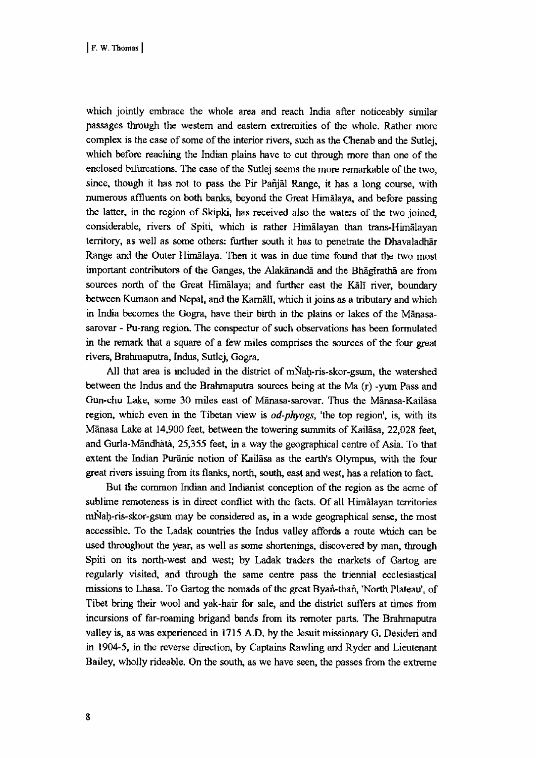which jointly embrace the whole area and reach India after noticeably similar passages through the western and eastern extremities of the whole. Rather more complex is the case of some of the interior rivers, such as the Chenab and the Sutlej, which before reaching the Indian plains have to cut through more than one of the enclosed bifurcations. The case of the Sutlej seems the more remarkable of the two, since, though it has not to pass the Pir Pañjāl Range, it has a long course, with numerous affluents on both banks, beyond the Great Himālaya, and before passing the latter, in the region of Skipki, has received also the waters of the two joined, considerable, rivers of Spiti, which is rather Himālayan than trans-Himālayan territory, as well as some others: further south it has to penetrate the Dhavaladhār Range and the Outer Himālaya. Then it was in due time found that the two most important contributors of the Ganges, the Alakānandā and the Bhāgīrathā are from sources north of the Great Himālaya; and further east the Kālī river, boundary between Kumaon and Nepal, and the Karnālī, which it joins as a tributary and which in India becomes the Gogra, have their birth in the plains or lakes of the Mānasa-sarovar - Pu-rang region. The conspectur of such observations has been formulated in the remark that a square of a few miles comprises the sources of the four great rivers, Brahmaputra, Indus, Sutlej, Gogra.

All that area is included in the district of mÑaḥ-ris-skor-gsum, the watershed between the Indus and the Brahmaputra sources being at the Ma (r) -yum Pass and Gun-chu Lake, some 30 miles east of Mānasa-sarovar. Thus the Mānasa-Kailāsa region, which even in the Tibetan view is *od-phyogs*, 'the top region', is, with its Mānasa Lake at 14,900 feet, between the towering summits of Kailāsa, 22,028 feet, and Gurla-Māndhātā, 25,355 feet, in a way the geographical centre of Asia. To that extent the Indian Purānic notion of Kailāsa as the earth's Olympus, with the four great rivers issuing from its flanks, north, south, east and west, has a relation to fact.

But the common Indian and Indianist conception of the region as the acme of sublime remoteness is in direct conflict with the facts. Of all Himālayan territories mÑaḥ-ris-skor-gsum may be considered as, in a wide geographical sense, the most accessible. To the Ladak countries the Indus valley affords a route which can be used throughout the year, as well as some shortenings, discovered by man, through Spiti on its north-west and west; by Ladak traders the markets of Gartog are regularly visited, and through the same centre pass the triennial ecclesiastical missions to Lhasa. To Gartog the nomads of the great Byaṅ-thaṅ, 'North Plateau', of Tibet bring their wool and yak-hair for sale, and the district suffers at times from incursions of far-roaming brigand bands from its remoter parts. The Brahmaputra valley is, as was experienced in 1715 A.D. by the Jesuit missionary G. Desideri and in 1904-5, in the reverse direction, by Captains Rawling and Ryder and Lieutenant Bailey, wholly rideable. On the south, as we have seen, the passes from the extreme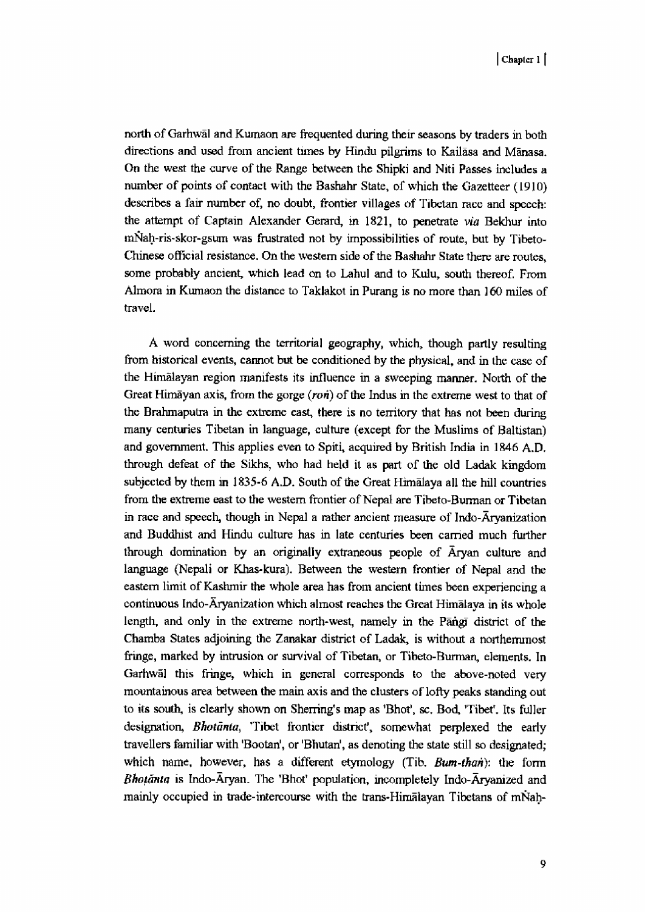north of Garhwāl and Kumaon are frequented during their seasons by traders in both directions and used from ancient times by Hindu pilgrims to Kailāsa and Mānasa. On the west the curve of the Range between the Shipki and Niti Passes includes a number of points of contact with the Bashahr State, of which the Gazetteer (1910) describes a fair number of, no doubt, frontier villages of Tibetan race and speech: the attempt of Captain Alexander Gerard, in 1821, to penetrate *via* Bekhur into mÑaḥ-ris-skor-gsum was frustrated not by impossibilities of route, but by Tibeto-Chinese official resistance. On the western side of the Bashahr State there are routes, some probably ancient, which lead on to Lahul and to Kulu, south thereof. From Almora in Kumaon the distance to Taklakot in Purang is no more than 160 miles of travel.

A word concerning the territorial geography, which, though partly resulting from historical events, cannot but be conditioned by the physical, and in the case of the Himālayan region manifests its influence in a sweeping manner. North of the Great Himāyan axis, from the gorge (*roṅ*) of the Indus in the extreme west to that of the Brahmaputra in the extreme east, there is no territory that has not been during many centuries Tibetan in language, culture (except for the Muslims of Baltistan) and government. This applies even to Spiti, acquired by British India in 1846 A.D. through defeat of the Sikhs, who had held it as part of the old Ladak kingdom subjected by them in 1835-6 A.D. South of the Great Himālaya all the hill countries from the extreme east to the western frontier of Nepal are Tibeto-Burman or Tibetan in race and speech, though in Nepal a rather ancient measure of Indo-Āryanization and Buddhist and Hindu culture has in late centuries been carried much further through domination by an originally extraneous people of Āryan culture and language (Nepali or Khas-kura). Between the western frontier of Nepal and the eastern limit of Kashmir the whole area has from ancient times been experiencing a continuous Indo-Āryanization which almost reaches the Great Himālaya in its whole length, and only in the extreme north-west, namely in the Pāṅgī district of the Chamba States adjoining the Zanakar district of Ladak, is without a northernmost fringe, marked by intrusion or survival of Tibetan, or Tibeto-Burman, elements. In Garhwāl this fringe, which in general corresponds to the above-noted very mountainous area between the main axis and the clusters of lofty peaks standing out to its south, is clearly shown on Sherring's map as 'Bhot', sc. Bod, 'Tibet'. Its fuller designation, ***Bhotānta***, 'Tibet frontier district', somewhat perplexed the early travellers familiar with 'Bootan', or 'Bhutan', as denoting the state still so designated; which name, however, has a different etymology (Tib. ***Bum-thaṅ***): the form ***Bhoṭānta*** is Indo-Āryan. The 'Bhot' population, incompletely Indo-Āryanized and mainly occupied in trade-intercourse with the trans-Himālayan Tibetans of mÑaḥ-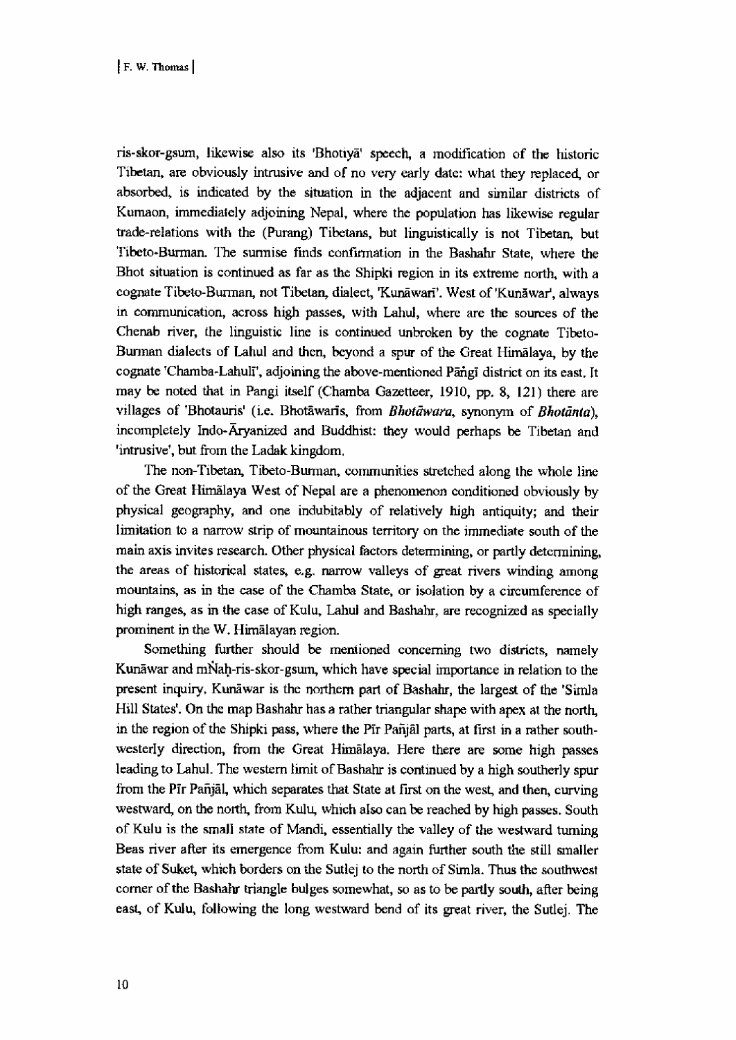ris-skor-gsum, likewise also its 'Bhotiyā' speech, a modification of the historic Tibetan, are obviously intrusive and of no very early date: what they replaced, or absorbed, is indicated by the situation in the adjacent and similar districts of Kumaon, immediately adjoining Nepal, where the population has likewise regular trade-relations with the (Purang) Tibetans, but linguistically is not Tibetan, but Tibeto-Burman. The surmise finds confirmation in the Bashahr State, where the Bhot situation is continued as far as the Shipki region in its extreme north, with a cognate Tibeto-Burman, not Tibetan, dialect, 'Kunāwarī'. West of 'Kunāwar', always in communication, across high passes, with Lahul, where are the sources of the Chenab river, the linguistic line is continued unbroken by the cognate Tibeto-Burman dialects of Lahul and then, beyond a spur of the Great Himālaya, by the cognate 'Chamba-Lahulī', adjoining the above-mentioned Pāṅgī district on its east. It may be noted that in Pangi itself (Chamba Gazetteer, 1910, pp. 8, 121) there are villages of 'Bhotauris' (i.e. Bhotāwaris, from *Bhotāwara*, synonym of *Bhotānta*), incompletely Indo-Āryanized and Buddhist: they would perhaps be Tibetan and 'intrusive', but from the Ladak kingdom.

The non-Tibetan, Tibeto-Burman, communities stretched along the whole line of the Great Himālaya West of Nepal are a phenomenon conditioned obviously by physical geography, and one indubitably of relatively high antiquity; and their limitation to a narrow strip of mountainous territory on the immediate south of the main axis invites research. Other physical factors determining, or partly determining, the areas of historical states, e.g. narrow valleys of great rivers winding among mountains, as in the case of the Chamba State, or isolation by a circumference of high ranges, as in the case of Kulu, Lahul and Bashahr, are recognized as specially prominent in the W. Himālayan region.

Something further should be mentioned concerning two districts, namely Kunāwar and mṄaḥ-ris-skor-gsum, which have special importance in relation to the present inquiry. Kunāwar is the northern part of Bashahr, the largest of the 'Simla Hill States'. On the map Bashahr has a rather triangular shape with apex at the north, in the region of the Shipki pass, where the Pīr Pañjāl parts, at first in a rather south-westerly direction, from the Great Himālaya. Here there are some high passes leading to Lahul. The western limit of Bashahr is continued by a high southerly spur from the Pīr Pañjāl, which separates that State at first on the west, and then, curving westward, on the north, from Kulu, which also can be reached by high passes. South of Kulu is the small state of Mandi, essentially the valley of the westward turning Beas river after its emergence from Kulu: and again further south the still smaller state of Suket, which borders on the Sutlej to the north of Simla. Thus the southwest corner of the Bashahr triangle bulges somewhat, so as to be partly south, after being east, of Kulu, following the long westward bend of its great river, the Sutlej. The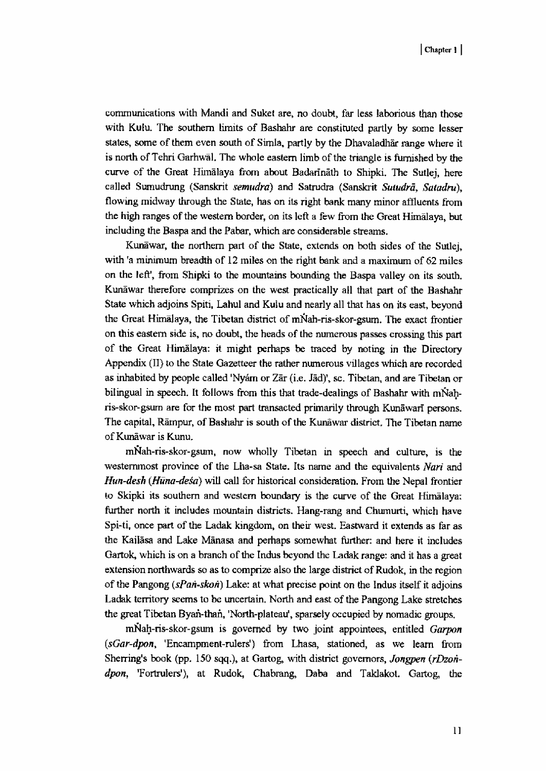communications with Mandi and Suket are, no doubt, far less laborious than those with Kulu. The southern limits of Bashahr are constituted partly by some lesser states, some of them even south of Simla, partly by the Dhavaladhār range where it is north of Tehri Garhwāl. The whole eastern limb of the triangle is furnished by the curve of the Great Himālaya from about Badarīnāth to Shipki. The Sutlej, here called Sumudrung (Sanskrit *semudra*) and Satrudra (Sanskrit *Sutudrā*, *Satadru*), flowing midway through the State, has on its right bank many minor affluents from the high ranges of the western border, on its left a few from the Great Himālaya, but including the Baspa and the Pabar, which are considerable streams.

Kunāwar, the northern part of the State, extends on both sides of the Sutlej, with 'a minimum breadth of 12 miles on the right bank and a maximum of 62 miles on the left', from Shipki to the mountains bounding the Baspa valley on its south. Kunāwar therefore comprizes on the west practically all that part of the Bashahr State which adjoins Spiti, Lahul and Kulu and nearly all that has on its east, beyond the Great Himālaya, the Tibetan district of mṄah-ris-skor-gsum. The exact frontier on this eastern side is, no doubt, the heads of the numerous passes crossing this part of the Great Himālaya: it might perhaps be traced by noting in the Directory Appendix (II) to the State Gazetteer the rather numerous villages which are recorded as inhabited by people called 'Nyám or Zār (i.e. Jād)', sc. Tibetan, and are Tibetan or bilingual in speech. It follows from this that trade-dealings of Bashahr with mṄaḥ-ris-skor-gsum are for the most part transacted primarily through Kunāwarī persons. The capital, Rāmpur, of Bashahr is south of the Kunāwar district. The Tibetan name of Kunāwar is Kunu.

mṄah-ris-skor-gsum, now wholly Tibetan in speech and culture, is the westernmost province of the Lha-sa State. Its name and the equivalents *Nari* and *Hun-desh* (*Hūna-deśa*) will call for historical consideration. From the Nepal frontier to Skipki its southern and western boundary is the curve of the Great Himālaya: further north it includes mountain districts. Hang-rang and Chumurti, which have Spi-ti, once part of the Ladak kingdom, on their west. Eastward it extends as far as the Kailāsa and Lake Mānasa and perhaps somewhat further: and here it includes Gartok, which is on a branch of the Indus beyond the Ladak range: and it has a great extension northwards so as to comprize also the large district of Rudok, in the region of the Pangong (*sPaṅ-skoṅ*) Lake: at what precise point on the Indus itself it adjoins Ladak territory seems to be uncertain. North and east of the Pangong Lake stretches the great Tibetan Byaṅ-thaṅ, 'North-plateau', sparsely occupied by nomadic groups.

mṄaḥ-ris-skor-gsum is governed by two joint appointees, entitled *Garpon* (*sGar-dpon*, 'Encampment-rulers') from Lhasa, stationed, as we learn from Sherring's book (pp. 150 sqq.), at Gartog, with district governors, *Jongpen* (*rDzoṅ-dpon*, 'Fortrulers'), at Rudok, Chabrang, Daba and Taklakot. Gartog, the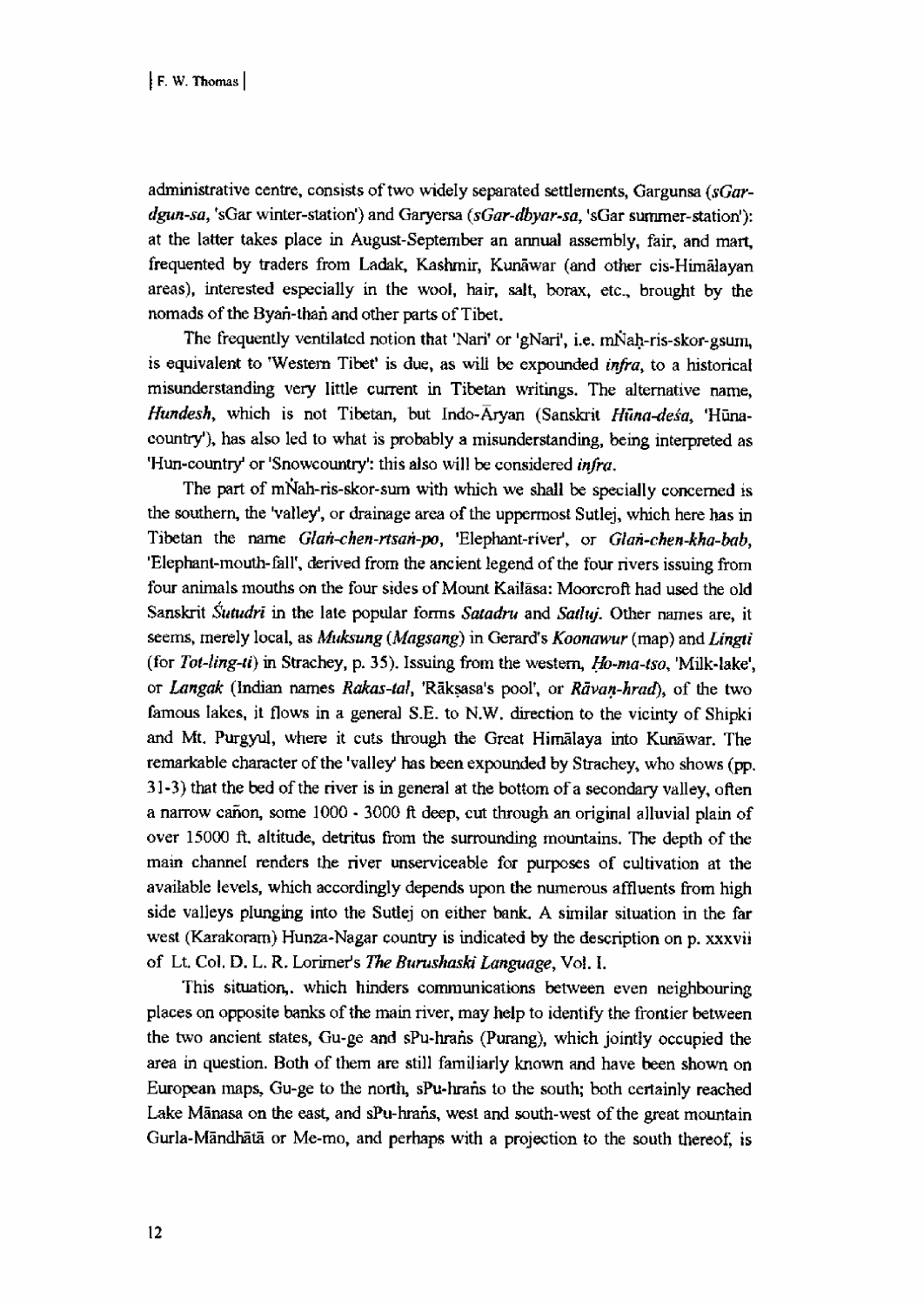administrative centre, consists of two widely separated settlements, Gargunsa (*sGar-dgun-sa*, 'sGar winter-station') and Garyersa (*sGar-dbyar-sa*, 'sGar summer-station'): at the latter takes place in August-September an annual assembly, fair, and mart, frequented by traders from Ladak, Kashmir, Kunāwar (and other cis-Himālayan areas), interested especially in the wool, hair, salt, borax, etc., brought by the nomads of the Byaṅ-thaṅ and other parts of Tibet.

The frequently ventilated notion that 'Nari' or 'gNari', i.e. mÑaḥ-ris-skor-gsum, is equivalent to 'Western Tibet' is due, as will be expounded *infra*, to a historical misunderstanding very little current in Tibetan writings. The alternative name, *Hundesh*, which is not Tibetan, but Indo-Āryan (Sanskrit *Hūna-deśa*, 'Hūna-country'), has also led to what is probably a misunderstanding, being interpreted as 'Hun-country' or 'Snowcountry': this also will be considered *infra*.

The part of mÑah-ris-skor-sum with which we shall be specially concerned is the southern, the 'valley', or drainage area of the uppermost Sutlej, which here has in Tibetan the name *Glaṅ-chen-rtsaṅ-po*, 'Elephant-river', or *Glaṅ-chen-kha-bab*, 'Elephant-mouth-fall', derived from the ancient legend of the four rivers issuing from four animals mouths on the four sides of Mount Kailāsa: Moorcroft had used the old Sanskrit *Śutudrī* in the late popular forms *Satadru* and *Satluj*. Other names are, it seems, merely local, as *Muksung* (*Magsang*) in Gerard's *Koonawur* (map) and *Lingti* (for *Tot-ling-ti*) in Strachey, p. 35). Issuing from the western, *Ḥo-ma-tso*, 'Milk-lake', or *Langak* (Indian names *Rakas-tal*, 'Rākṣasa's pool', or *Rāvaṇ-hrad*), of the two famous lakes, it flows in a general S.E. to N.W. direction to the vicinty of Shipki and Mt. Purgyul, where it cuts through the Great Himālaya into Kunāwar. The remarkable character of the 'valley' has been expounded by Strachey, who shows (pp. 31-3) that the bed of the river is in general at the bottom of a secondary valley, often a narrow cañon, some 1000 - 3000 ft deep, cut through an original alluvial plain of over 15000 ft. altitude, detritus from the surrounding mountains. The depth of the main channel renders the river unserviceable for purposes of cultivation at the available levels, which accordingly depends upon the numerous affluents from high side valleys plunging into the Sutlej on either bank. A similar situation in the far west (Karakoram) Hunza-Nagar country is indicated by the description on p. xxxvii of Lt. Col. D. L. R. Lorimer's *The Burushaski Language*, Vol. I.

This situation,. which hinders communications between even neighbouring places on opposite banks of the main river, may help to identify the frontier between the two ancient states, Gu-ge and sPu-hraṅs (Purang), which jointly occupied the area in question. Both of them are still familiarly known and have been shown on European maps, Gu-ge to the north, sPu-hraṅs to the south; both certainly reached Lake Mānasa on the east, and sPu-hraṅs, west and south-west of the great mountain Gurla-Māndhātā or Me-mo, and perhaps with a projection to the south thereof, is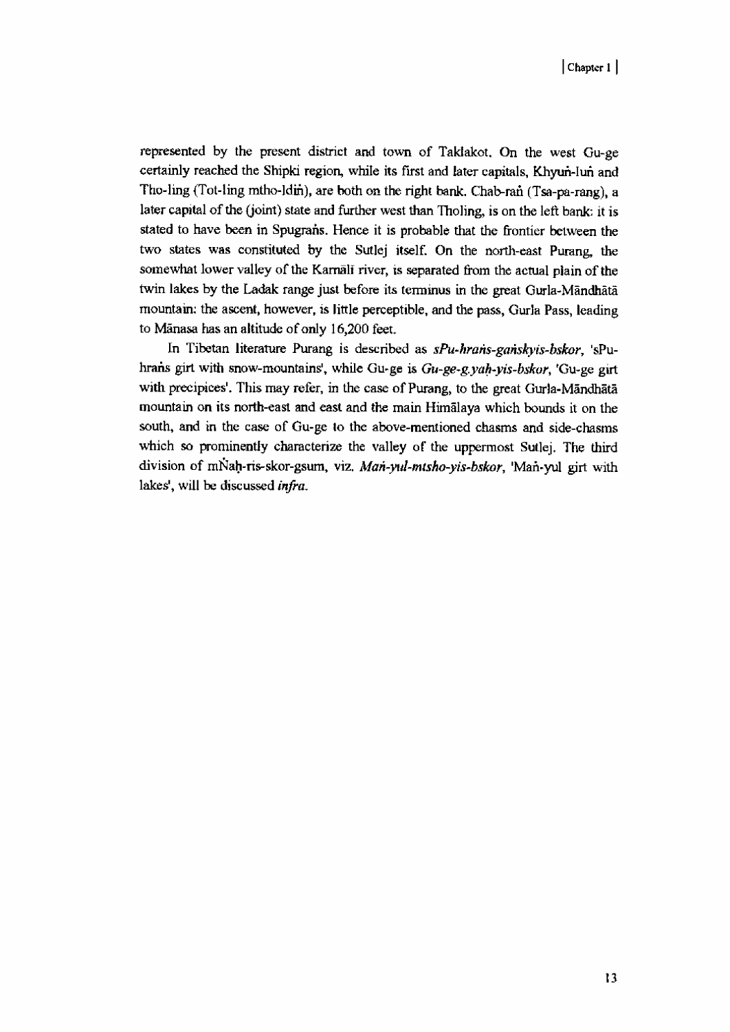represented by the present district and town of Taklakot. On the west Gu-ge certainly reached the Shipki region, while its first and later capitals, Khyuṅ-luṅ and Tho-ling (Tot-ling mtho-ldiṅ), are both on the right bank. Chab-raṅ (Tsa-pa-rang), a later capital of the (joint) state and further west than Tholing, is on the left bank: it is stated to have been in Spugraṅs. Hence it is probable that the frontier between the two states was constituted by the Sutlej itself. On the north-east Purang, the somewhat lower valley of the Karnālī river, is separated from the actual plain of the twin lakes by the Ladak range just before its terminus in the great Gurla-Māndhātā mountain: the ascent, however, is little perceptible, and the pass, Gurla Pass, leading to Mānasa has an altitude of only 16,200 feet.

In Tibetan literature Purang is described as *sPu-hraṅs-gaṅskyis-bskor*, 'sPu-hraṅs girt with snow-mountains', while Gu-ge is *Gu-ge-g.yaḥ-yis-bskor*, 'Gu-ge girt with precipices'. This may refer, in the case of Purang, to the great Gurla-Māndhātā mountain on its north-east and east and the main Himālaya which bounds it on the south, and in the case of Gu-ge to the above-mentioned chasms and side-chasms which so prominently characterize the valley of the uppermost Sutlej. The third division of mṄaḥ-ris-skor-gsum, viz. *Maṅ-yul-mtsho-yis-bskor*, 'Maṅ-yul girt with lakes', will be discussed *infra*.